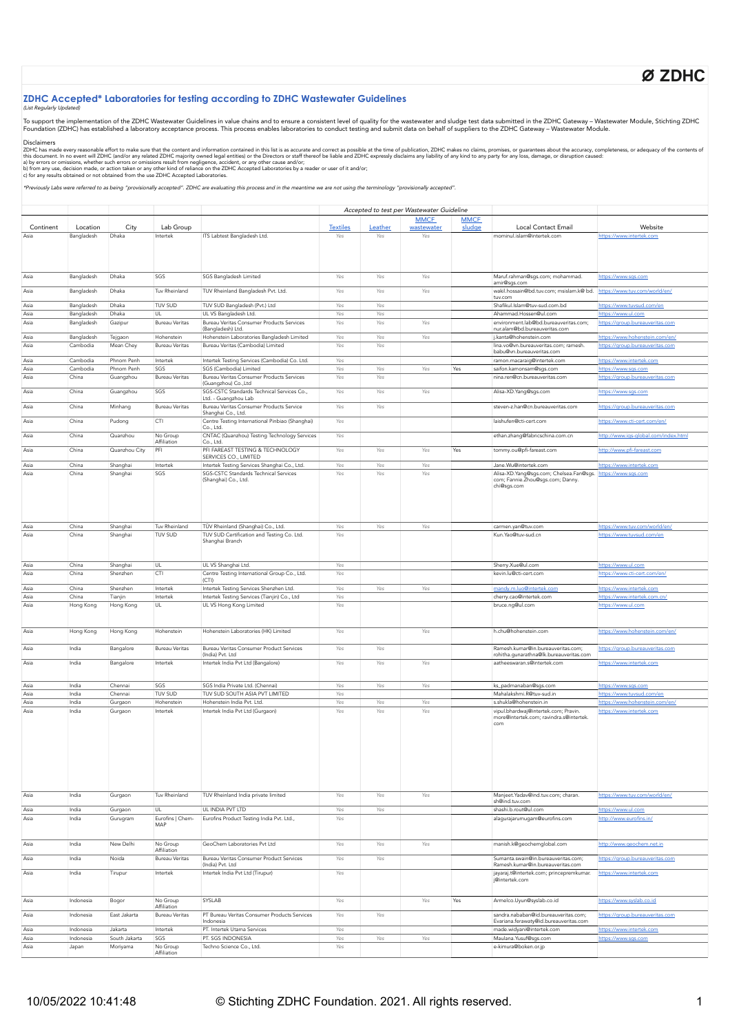# ZDHC Accepted* Laboratories for testing according to ZDHC Wastewater Guidelines

*(List Regularly Updated)*

To support the implementation of the ZDHC Wastewater Guidelines in value chains and to ensure a consistent level of quality for the wastewater and sludge test data submitted in the ZDHC Gateway – Wastewater Module, Stichting ZDHC Foundation (ZDHC) has established a laboratory acceptance process. This process enables laboratories to conduct testing and submit data on behalf of suppliers to the ZDHC Gateway – Wastewater Module.

Disclaimers
ZDHC has made every reasonable effort to make sure that the content and information contained in this list is as accurate and correct as possible at the time of publication, ZDHC makes no claims, promises, or guarantees about the accuracy, completeness, or adequacy of the contents of this document. In no event will ZDHC (and/or any related ZDHC majority owned legal entities) or the Directors or staff thereof be liable and ZDHC expressly disclaims any liability of any kind to any party for any loss, damage, or disruption caused:
a) by errors or omissions, whether such errors or omissions result from negligence, accident, or any other cause and/or;
b) from any use, decision made, or action taken or any other kind of reliance on the ZDHC Accepted Laboratories by a reader or user of it and/or;
c) for any results obtained or not obtained from the use ZDHC Accepted Laboratories.

*\*Previously Labs were referred to as being "provisionally accepted". ZDHC are evaluating this process and in the meantime we are not using the terminology "provisionally accepted".*

| | | | | | Accepted to test per Wastewater Guideline | | | | | |
|---|---|---|---|---|---|---|---|---|---|---|
| Continent | Location | City | Lab Group | | Textiles | Leather | MMCF wastewater | MMCF sludge | Local Contact Email | Website |
| Asia | Bangladesh | Dhaka | Intertek | ITS Labtest Bangladesh Ltd. | Yes | Yes | Yes | | mominul.islam@intertek.com | https://www.intertek.com |
| Asia | Bangladesh | Dhaka | SGS | SGS Bangladesh Limited | Yes | Yes | Yes | | Maruf.rahman@sgs.com; mohammad.amir@sgs.com | https://www.sgs.com |
| Asia | Bangladesh | Dhaka | Tuv Rheinland | TUV Rheinland Bangladesh Pvt. Ltd. | Yes | Yes | Yes | | wakil.hossain@bd.tuv.com; msislam.k@bd.tuv.com | https://www.tuv.com/world/en/ |
| Asia | Bangladesh | Dhaka | TUV SUD | TUV SUD Bangladesh (Pvt.) Ltd | Yes | Yes | | | Shafikul.Islam@tuv-sud.com.bd | https://www.tuvsud.com/en |
| Asia | Bangladesh | Dhaka | UL | UL VS Bangladesh Ltd. | Yes | Yes | | | Ahammad.Hossen@ul.com | https://www.ul.com |
| Asia | Bangladesh | Gazipur | Bureau Veritas | Bureau Veritas Consumer Products Services (Bangladesh) Ltd. | Yes | Yes | Yes | | environment.lab@bd.bureauveritas.com; nur.alam@bd.bureauveritas.com | https://group.bureauveritas.com |
| Asia | Bangladesh | Tejgaon | Hohenstein | Hohenstein Laboratories Bangladesh Limited | Yes | Yes | Yes | | j.kanta@hohenstein.com | https://www.hohenstein.com/en/ |
| Asia | Cambodia | Mean Chey | Bureau Veritas | Bureau Veritas (Cambodia) Limited | Yes | Yes | | | lina.vo@vn.bureauveritas.com; ramesh.babu@vn.bureauveritas.com | https://group.bureauveritas.com |
| Asia | Cambodia | Phnom Penh | Intertek | Intertek Testing Services (Cambodia) Co. Ltd. | Yes | | | | ramon.macaraig@intertek.com | https://www.intertek.com |
| Asia | Cambodia | Phnom Penh | SGS | SGS (Cambodia) Limited | Yes | Yes | Yes | Yes | saifon.kamonsam@sgs.com | https://www.sgs.com |
| Asia | China | Guangzhou | Bureau Veritas | Bureau Veritas Consumer Products Services (Guangzhou) Co.,Ltd | Yes | Yes | | | nina.ren@cn.bureauveritas.com | https://group.bureauveritas.com |
| Asia | China | Guangzhou | SGS | SGS-CSTC Standards Technical Services Co., Ltd. - Guangzhou Lab | Yes | Yes | Yes | | Alisa-XD.Yang@sgs.com | https://www.sgs.com |
| Asia | China | Minhang | Bureau Veritas | Bureau Veritas Consumer Products Service Shanghai Co., Ltd. | Yes | Yes | | | steven-z.han@cn.bureauveritas.com | https://group.bureauveritas.com |
| Asia | China | Pudong | CTI | Centre Testing International Pinbiao (Shanghai) Co., Ltd. | Yes | | | | laishufen@cti-cert.com | https://www.cti-cert.com/en/ |
| Asia | China | Quanzhou | No Group Affiliation | CNTAC (Quanzhou) Testing Technology Services Co., Ltd. | Yes | | | | ethan.zhang@fabricschina.com.cn | http://www.igs-global.com/index.html |
| Asia | China | Quanzhou City | PFI | PFI FAREAST TESTING & TECHNOLOGY SERVICES CO., LIMITED | Yes | Yes | Yes | Yes | tommy.ou@pfi-fareast.com | http://www.pfi-fareast.com |
| Asia | China | Shanghai | Intertek | Intertek Testing Services Shanghai Co., Ltd. | Yes | Yes | Yes | | Jane.Wu@intertek.com | https://www.intertek.com |
| Asia | China | Shanghai | SGS | SGS-CSTC Standards Technical Services (Shanghai) Co., Ltd. | Yes | Yes | Yes | | Alisa-XD.Yang@sgs.com; Chelsea.Fan@sgs.com; Fannie.Zhou@sgs.com; Danny.chi@sgs.com | https://www.sgs.com |
| Asia | China | Shanghai | Tuv Rheinland | TÜV Rheinland (Shanghai) Co., Ltd. | Yes | Yes | Yes | | carmen.yan@tuv.com | https://www.tuv.com/world/en/ |
| Asia | China | Shanghai | TUV SUD | TUV SUD Certification and Testing Co. Ltd. Shanghai Branch | Yes | | | | Kun.Yao@tuv-sud.cn | https://www.tuvsud.com/en |
| Asia | China | Shanghai | UL | UL VS Shanghai Ltd. | Yes | | | | Sherry.Xue@ul.com | https://www.ul.com |
| Asia | China | Shenzhen | CTI | Centre Testing International Group Co., Ltd. (CTI) | Yes | | | | kevin.lu@cti-cert.com | https://www.cti-cert.com/en/ |
| Asia | China | Shenzhen | Intertek | Intertek Testing Services Shenzhen Ltd. | Yes | Yes | Yes | | mandy.m.luo@intertek.com | https://www.intertek.com |
| Asia | China | Tianjin | Intertek | Intertek Testing Services (Tianjin) Co., Ltd | Yes | | | | cherry.cao@intertek.com | https://www.intertek.com.cn/ |
| Asia | Hong Kong | Hong Kong | UL | UL VS Hong Kong Limited | Yes | | | | bruce.ng@ul.com | https://www.ul.com |
| Asia | Hong Kong | Hong Kong | Hohenstein | Hohenstein Laboratories (HK) Limited | Yes | | Yes | | h.chu@hohenstein.com | https://www.hohenstein.com/en/ |
| Asia | India | Bangalore | Bureau Veritas | Bureau Veritas Consumer Product Services (India) Pvt. Ltd | Yes | Yes | | | Ramesh.kumar@in.bureauveritas.com; rohitha.gunarathna@lk.bureauveritas.com | https://group.bureauveritas.com |
| Asia | India | Bangalore | Intertek | Intertek India Pvt Ltd (Bangalore) | Yes | Yes | Yes | | aatheeswaran.s@intertek.com | https://www.intertek.com |
| Asia | India | Chennai | SGS | SGS India Private Ltd. (Chennai) | Yes | Yes | Yes | | ks_padmanaban@sgs.com | https://www.sgs.com |
| Asia | India | Chennai | TUV SUD | TUV SUD SOUTH ASIA PVT LIMITED | Yes | | | | Mahalakshmi.R@tuv-sud.in | https://www.tuvsud.com/en |
| Asia | India | Gurgaon | Hohenstein | Hohenstein India Pvt. Ltd. | Yes | Yes | Yes | | s.shukla@hohenstein.in | https://www.hohenstein.com/en/ |
| Asia | India | Gurgaon | Intertek | Intertek India Pvt Ltd (Gurgaon) | Yes | Yes | Yes | | vipul.bhardwaj@intertek.com; Pravin.more@intertek.com; ravindra.s@intertek.com | https://www.intertek.com |
| Asia | India | Gurgaon | Tuv Rheinland | TUV Rheinland India private limited | Yes | Yes | Yes | | Manjeet.Yadav@ind.tuv.com; charan.sh@ind.tuv.com | https://www.tuv.com/world/en/ |
| Asia | India | Gurgaon | UL | UL INDIA PVT LTD | Yes | Yes | | | shashi.b.rout@ul.com | https://www.ul.com |
| Asia | India | Gurugram | Eurofins \| Chem-MAP | Eurofins Product Testing India Pvt. Ltd., | Yes | | | | alagurajarumugam@eurofins.com | http://www.eurofins.in/ |
| Asia | India | New Delhi | No Group Affiliation | GeoChem Laboratories Pvt Ltd | Yes | Yes | Yes | | manish.k@geochemglobal.com | http://www.geochem.net.in |
| Asia | India | Noida | Bureau Veritas | Bureau Veritas Consumer Product Services (India) Pvt. Ltd | Yes | Yes | | | Sumanta.swain@in.bureauveritas.com; Ramesh.kumar@in.bureauveritas.com | https://group.bureauveritas.com |
| Asia | India | Tirupur | Intertek | Intertek India Pvt Ltd (Tirupur) | Yes | | | | jayaraj.t@intertek.com; princepremkumar.j@intertek.com | https://www.intertek.com |
| Asia | Indonesia | Bogor | No Group Affiliation | SYSLAB | Yes | | Yes | Yes | Armelco.Uyun@syslab.co.id | https://www.syslab.co.id |
| Asia | Indonesia | East Jakarta | Bureau Veritas | PT Bureau Veritas Consumer Products Services Indonesia | Yes | Yes | | | sandra.nababan@id.bureauveritas.com; Evariana.ferawaty@id.bureauveritas.com | https://group.bureauveritas.com |
| Asia | Indonesia | Jakarta | Intertek | PT. Intertek Utama Services | Yes | | | | made.widyani@intertek.com | https://www.intertek.com |
| Asia | Indonesia | South Jakarta | SGS | PT. SGS INDONESIA | Yes | Yes | Yes | | Maulana.Yusuf@sgs.com | https://www.sgs.com |
| Asia | Japan | Moriyama | No Group Affiliation | Techno Science Co., Ltd. | Yes | | | | e-kimura@boken.or.jp | |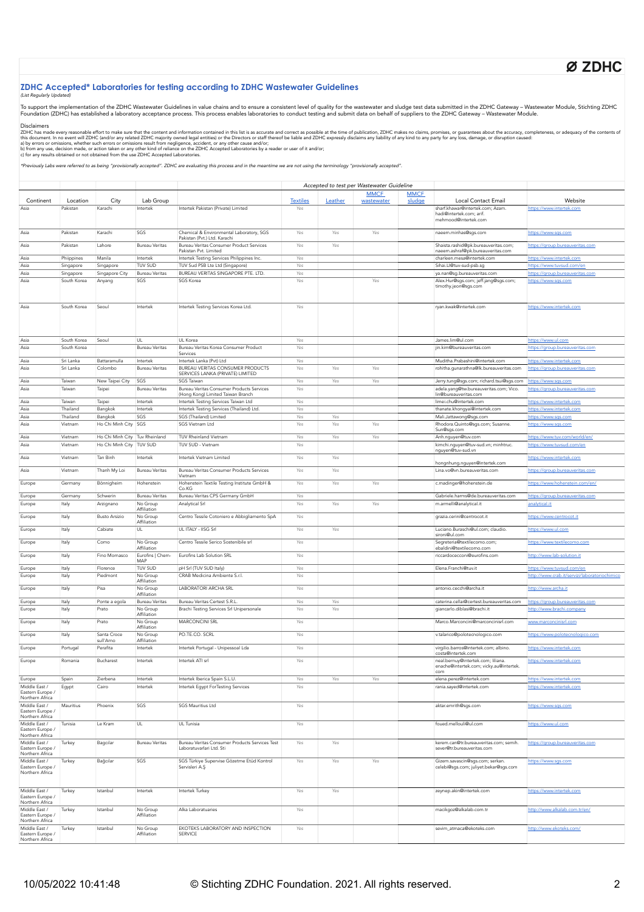# ZDHC Accepted* Laboratories for testing according to ZDHC Wastewater Guidelines

*(List Regularly Updated)*

To support the implementation of the ZDHC Wastewater Guidelines in value chains and to ensure a consistent level of quality for the wastewater and sludge test data submitted in the ZDHC Gateway – Wastewater Module, Stichting ZDHC Foundation (ZDHC) has established a laboratory acceptance process. This process enables laboratories to conduct testing and submit data on behalf of suppliers to the ZDHC Gateway – Wastewater Module.

Disclaimers

ZDHC has made every reasonable effort to make sure that the content and information contained in this list is as accurate and correct as possible at the time of publication, ZDHC makes no claims, promises, or guarantees about the accuracy, completeness, or adequacy of the contents of this document. In no event will ZDHC (and/or any related ZDHC majority owned legal entities) or the Directors or staff thereof be liable and ZDHC expressly disclaims any liability of any kind to any party for any loss, damage, or disruption caused:
a) by errors or omissions, whether such errors or omissions result from negligence, accident, or any other cause and/or;
b) from any use, decision made, or action taken or any other kind of reliance on the ZDHC Accepted Laboratories by a reader or user of it and/or;
c) for any results obtained or not obtained from the use ZDHC Accepted Laboratories.

*\*Previously Labs were referred to as being "provisionally accepted". ZDHC are evaluating this process and in the meantime we are not using the terminology "provisionally accepted".*

| | | | | | Accepted to test per Wastewater Guideline | | | | | |
|---|---|---|---|---|---|---|---|---|---|---|
| Continent | Location | City | Lab Group | | Textiles | Leather | MMCF wastewater | MMCF sludge | Local Contact Email | Website |
| Asia | Pakistan | Karachi | Intertek | Intertek Pakistan (Private) Limited | Yes | | | | sharf.khawar@intertek.com; Azam.hadi@intertek.com; arif.mehmood@intertek.com | https://www.intertek.com |
| Asia | Pakistan | Karachi | SGS | Chemical & Environmental Laboratory, SGS Pakistan (Pvt.) Ltd. Karachi | Yes | Yes | Yes | | naeem.minhas@sgs.com | https://www.sgs.com |
| Asia | Pakistan | Lahore | Bureau Veritas | Bureau Veritas Consumer Product Services Pakistan Pvt. Limited | Yes | Yes | | | Shaista.rashid@pk.bureauveritas.com; naeem.ashraf@pk.bureauveritas.com | https://group.bureauveritas.com |
| Asia | Phippines | Manila | Intertek | Intertek Testing Services Philippines Inc. | Yes | | | | charleen.mesa@intertek.com | https://www.intertek.com |
| Asia | Singapore | Singapore | TUV SUD | TUV Sud PSB Lte Ltd (Singapore) | Yes | | | | Sihai.LI@tuv-sud-psb.sg | https://www.tuvsud.com/en |
| Asia | Singapore | Singapore City | Bureau Veritas | BUREAU VERITAS SINGAPORE PTE. LTD. | Yes | | | | ya.nan@sg.bureauveritas.com | https://group.bureauveritas.com |
| Asia | South Korea | Anyang | SGS | SGS Korea | Yes | | Yes | | Alex.Hur@sgs.com; jeff.jang@sgs.com; timothy.jeon@sgs.com | https://www.sgs.com |
| Asia | South Korea | Seoul | Intertek | Intertek Testing Services Korea Ltd. | Yes | | | | ryan.kwak@intertek.com | https://www.intertek.com |
| Asia | South Korea | Seoul | UL | UL Korea | Yes | | | | James.lim@ul.com | https://www.ul.com |
| Asia | South Korea | | Bureau Veritas | Bureau Veritas Korea Consumer Product Services | Yes | | | | jin.kim@bureauveritas.com | https://group.bureauveritas.com |
| Asia | Sri Lanka | Battaramulla | Intertek | Intertek Lanka (Pvt) Ltd | Yes | | | | Muditha.Prabashini@intertek.com | https://www.intertek.com |
| Asia | Sri Lanka | Colombo | Bureau Veritas | BUREAU VERITAS CONSUMER PRODUCTS SERVICES LANKA (PRIVATE) LIMITED | Yes | Yes | Yes | | rohitha.gunarathna@lk.bureauveritas.com | https://group.bureauveritas.com |
| Asia | Taiwan | New Taipei City | SGS | SGS Taiwan | Yes | Yes | Yes | | Jerry.tung@sgs.com; richard.tsui@sgs.com | https://www.sgs.com |
| Asia | Taiwan | Taipei | Bureau Veritas | Bureau Veritas Consumer Products Services (Hong Kong) Limited Taiwan Branch | Yes | | | | adela.yang@tw.bureauveritas.com; Vico.lin@bureauveritas.com | https://group.bureauveritas.com |
| Asia | Taiwan | Taipei | Intertek | Intertek Testing Services Taiwan Ltd | Yes | | | | limei.chu@intertek.com | https://www.intertek.com |
| Asia | Thailand | Bangkok | Intertek | Intertek Testing Services (Thailand) Ltd. | Yes | | | | thanate.khongyai@intertek.com | https://www.intertek.com |
| Asia | Thailand | Bangkok | SGS | SGS (Thailand) Limited | Yes | Yes | | | Mali.Jattawong@sgs.com | https://www.sgs.com |
| Asia | Vietnam | Ho Chi Minh City | SGS | SGS Vietnam Ltd | Yes | Yes | Yes | | Rhodora.Quinto@sgs.com; Susanne.Sun@sgs.com | https://www.sgs.com |
| Asia | Vietnam | Ho Chi Minh City | Tuv Rheinland | TUV Rheinland Vietnam | Yes | Yes | Yes | | Anh.nguyen@tuv.com | https://www.tuv.com/world/en/ |
| Asia | Vietnam | Ho Chi Minh City | TUV SUD | TUV SUD - Vietnam | Yes | | | | kimchi.nguyen@tuv-sud.vn; minhtruc.nguyen@tuv-sud.vn | https://www.tuvsud.com/en |
| Asia | Vietnam | Tan Binh | Intertek | Intertek Vietnam Limited | Yes | Yes | | | hongnhung.nguyen@intertek.com | https://www.intertek.com |
| Asia | Vietnam | Thanh My Loi | Bureau Veritas | Bureau Veritas Consumer Products Services Vietnam | Yes | Yes | | | Lina.vo@vn.bureauveritas.com | https://group.bureauveritas.com |
| Europe | Germany | Bönnigheim | Hohenstein | Hohenstein Textile Testing Institute GmbH & Co.KG | Yes | Yes | Yes | | c.madinger@hohenstein.de | https://www.hohenstein.com/en/ |
| Europe | Germany | Schwerin | Bureau Veritas | Bureau Veritas CPS Germany GmbH | Yes | | | | Gabriele.harms@de.bureauveritas.com | https://group.bureauveritas.com |
| Europe | Italy | Arzignano | No Group Affiliation | Analytical Srl | Yes | Yes | Yes | | m.armelli@analytical.it | analytical.it |
| Europe | Italy | Busto Arsizio | No Group Affiliation | Centro Tessile Cotoniero e Abbigliamento SpA | Yes | | | | grazia.cerini@centrocot.it | https://www.centrocot.it |
| Europe | Italy | Cabiate | UL | UL ITALY - IISG Srl | Yes | Yes | | | Luciano.Buraschi@ul.com; claudio.sironi@ul.com | https://www.ul.com |
| Europe | Italy | Como | No Group Affiliation | Centro Tessile Serico Sostenibile srl | Yes | | | | Segreteria@textilecomo.com; ebaldini@textilecomo.com | https://www.textilecomo.com |
| Europe | Italy | Fino Mornasco | Eurofins \| Chem-MAP | Eurofins Lab Solution SRL | Yes | | | | riccardocecconi@eurofins.com | http://www.lab-solution.it |
| Europe | Italy | Florence | TUV SUD | pH Srl (TUV SUD Italy) | Yes | | | | Elena.Franchi@tuv.it | https://www.tuvsud.com/en |
| Europe | Italy | Piedmont | No Group Affiliation | CRAB Medicina Ambiente S.r.l. | Yes | | | | | http://www.crab.it/servizi/laboratoriochimico |
| Europe | Italy | Pisa | No Group Affiliation | LABORATORI ARCHA SRL | Yes | | | | antonio.cecchi@archa.it | http://www.archa.it |
| Europe | Italy | Ponte a egola | Bureau Veritas | Bureau Veritas Certest S.R.L. | Yes | Yes | | | caterina.cellai@certest.bureauveritas.com | https://group.bureauveritas.com |
| Europe | Italy | Prato | No Group Affiliation | Brachi Testing Services Srl Unipersonale | Yes | Yes | | | giancarlo.diblasi@brachi.it | http://www.brachi.company |
| Europe | Italy | Prato | No Group Affiliation | MARCONCINI SRL | Yes | | | | Marco.Marconcini@marconcinisrl.com | www.marconcinisrl.com |
| Europe | Italy | Santa Croce sull'Arno | No Group Affiliation | PO.TE.CO. SCRL | Yes | | | | v.talarico@polotecnologico.com | https://www.polotecnologico.com |
| Europe | Portugal | Perafita | Intertek | Intertek Portugal - Unipessoal Lda | Yes | | | | virgilio.barros@intertek.com; albino.costa@intertek.com | https://www.intertek.com |
| Europe | Romania | Bucharest | Intertek | Intertek ATI srl | Yes | | | | neal.bernuy@intertek.com; liliana.enache@intertek.com; vicky.au@intertek.com | https://www.intertek.com |
| Europe | Spain | Zierbena | Intertek | Intertek Iberica Spain S.L.U. | Yes | Yes | Yes | | elena.perez@intertek.com | https://www.intertek.com |
| Middle East / Eastern Europe / Northern Africa | Egypt | Cairo | Intertek | Intertek Egypt ForTesting Services | Yes | | | | rania.sayed@intertek.com | https://www.intertek.com |
| Middle East / Eastern Europe / Northern Africa | Mauritius | Phoenix | SGS | SGS Mauritius Ltd | Yes | | | | aktar.emrith@sgs.com | https://www.sgs.com |
| Middle East / Eastern Europe / Northern Africa | Tunisia | Le Kram | UL | UL Tunisia | Yes | | | | foued.mellouli@ul.com | https://www.ul.com |
| Middle East / Eastern Europe / Northern Africa | Turkey | Bagcilar | Bureau Veritas | Bureau Veritas Consumer Products Services Test Laboratuvarlari Ltd. Sti | Yes | Yes | | | kerem.can@tr.bureauveritas.com; semih.sever@tr.bureauveritas.com | https://group.bureauveritas.com |
| Middle East / Eastern Europe / Northern Africa | Turkey | Bağcilar | SGS | SGS Türkiye Supervise Gözetme Etüd Kontrol Servisleri A.Ş | Yes | Yes | Yes | | Gizem.savascin@sgs.com; serkan.celebi@sgs.com; juliyet.bekar@sgs.com | https://www.sgs.com |
| Middle East / Eastern Europe / Northern Africa | Turkey | Istanbul | Intertek | Intertek Turkey | Yes | Yes | | | zeynep.akin@intertek.com | https://www.intertek.com |
| Middle East / Eastern Europe / Northern Africa | Turkey | Istanbul | No Group Affiliation | Alka Laboratuaries | Yes | | | | macikgoz@alkalab.com.tr | http://www.alkalab.com.tr/en/ |
| Middle East / Eastern Europe / Northern Africa | Turkey | Istanbul | No Group Affiliation | EKOTEKS LABORATORY AND INSPECTION SERVICE | Yes | | | | sevim_atmaca@ekoteks.com | http://www.ekoteks.com/ |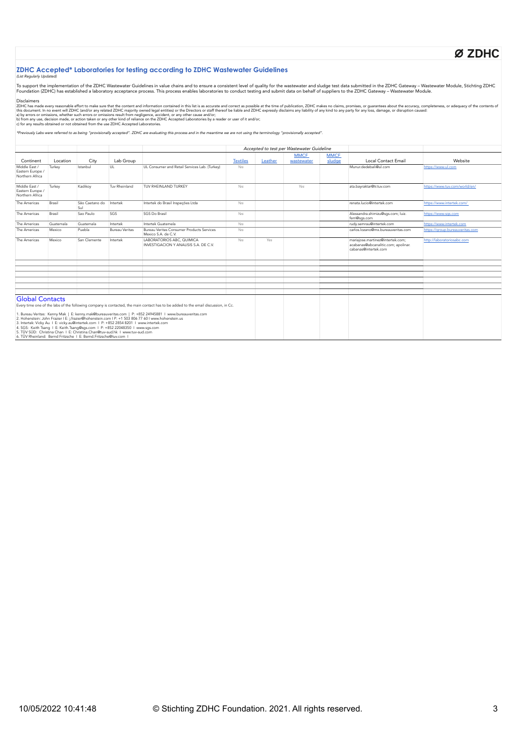## ZDHC Accepted* Laboratories for testing according to ZDHC Wastewater Guidelines

*(List Regularly Updated)*

To support the implementation of the ZDHC Wastewater Guidelines in value chains and to ensure a consistent level of quality for the wastewater and sludge test data submitted in the ZDHC Gateway – Wastewater Module, Stichting ZDHC Foundation (ZDHC) has established a laboratory acceptance process. This process enables laboratories to conduct testing and submit data on behalf of suppliers to the ZDHC Gateway – Wastewater Module.

Disclaimers
ZDHC has made every reasonable effort to make sure that the content and information contained in this list is as accurate and correct as possible at the time of publication, ZDHC makes no claims, promises, or guarantees about the accuracy, completeness, or adequacy of the contents of this document. In no event will ZDHC (and/or any related ZDHC majority owned legal entities) or the Directors or staff thereof be liable and ZDHC expressly disclaims any liability of any kind to any party for any loss, damage, or disruption caused:
a) by errors or omissions, whether such errors or omissions result from negligence, accident, or any other cause and/or;
b) from any use, decision made, or action taken or any other kind of reliance on the ZDHC Accepted Laboratories by a reader or user of it and/or;
c) for any results obtained or not obtained from the use ZDHC Accepted Laboratories.

*\*Previously Labs were referred to as being "provisionally accepted". ZDHC are evaluating this process and in the meantime we are not using the terminology "provisionally accepted".*

| | | | | | Accepted to test per Wastewater Guideline | | | | | |
|---|---|---|---|---|---|---|---|---|---|---|
| Continent | Location | City | Lab Group | | Textiles | Leather | MMCF wastewater | MMCF sludge | Local Contact Email | Website |
| Middle East / Eastern Europe / Northern Africa | Turkey | Istanbul | UL | UL Consumer and Retail Services Lab. (Turkey) | Yes | | | | Munur.dedebali@ul.com | https://www.ul.com |
| Middle East / Eastern Europe / Northern Africa | Turkey | Kadikoy | Tuv Rheinland | TUV RHEINLAND TURKEY | Yes | | Yes | | ata.bayraktar@tr.tuv.com | https://www.tuv.com/world/en/ |
| The Americas | Brasil | São Caetano do Sul | Intertek | Intertek do Brasil Inspeções Ltda | Yes | | | | renata.lucio@intertek.com | https://www.intertek.com/ |
| The Americas | Brasil | Sao Paulo | SGS | SGS Do Brasil | Yes | | | | Alessandra.shimizu@sgs.com; luiz.ferri@sgs.com | https://www.sgs.com |
| The Americas | Guatemala | Guatemala | Intertek | Intertek Guatemela | Yes | | | | rudy.semrau@intertek.com | https://www.intertek.com |
| The Americas | Mexico | Puebla | Bureau Veritas | Bureau Veritas Consumer Products Services Mexico S.A. de C.V. | Yes | | | | carlos.lozano@mx.bureauveritas.com | https://group.bureauveritas.com |
| The Americas | Mexico | San Clemente | Intertek | LABORATORIOS ABC, QUIMICA INVESTIGACION Y ANALISIS S.A. DE C.V. | Yes | Yes | | | mariajose.martinez@intertek.com; acabanas@abcanalitic.com; apolinar.cabanas@intertek.com | http://laboratoriosabc.com |

## Global Contacts

Every time one of the labs of the following company is contacted, the main contact has to be added to the email discussion, in Cc.

1. Bureau Veritas: Kenny Mak | E: kenny.mak@bureauveritas.com | P: +852 24945881 | www.bureauveritas.com
2. Hohenstein: John Frazier | E: j.frazier@hohenstein.com | P: +1 503 806 77 60 | www.hohenstein.us
3. Intertek: Vicky Au | E: vicky.au@intertek.com | P: +852 2854 8201 | www.intertek.com
4. SGS: Keith Tsang | E: Keith.Tsang@sgs.com | P: +852 22048350 | www.sgs.com
5. TÜV SÜD: Christina Chan | E: Christina.Chan@tuv-sud.hk | www.tuv-sud.com
6. TÜV Rheinland: Bernd Fritzsche | E: Bernd.Fritzsche@tuv.com |

10/05/2022 10:41:48 © Stichting ZDHC Foundation. 2021. All rights reserved.